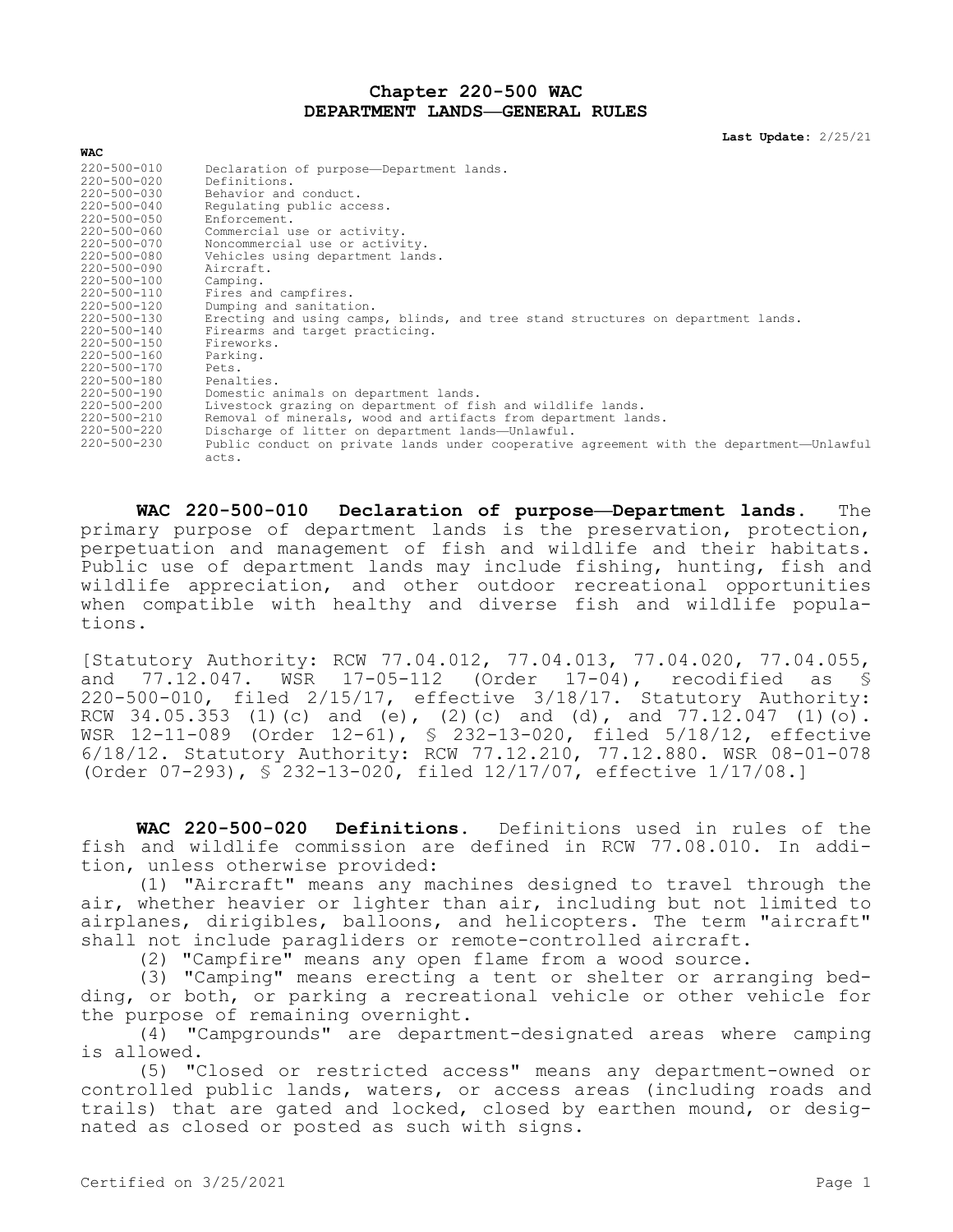# Chapter 220-500 WAC
# DEPARTMENT LANDS—GENERAL RULES

**Last Update:** 2/25/21

**WAC**

| | |
|---|---|
| 220-500-010 | Declaration of purpose—Department lands. |
| 220-500-020 | Definitions. |
| 220-500-030 | Behavior and conduct. |
| 220-500-040 | Regulating public access. |
| 220-500-050 | Enforcement. |
| 220-500-060 | Commercial use or activity. |
| 220-500-070 | Noncommercial use or activity. |
| 220-500-080 | Vehicles using department lands. |
| 220-500-090 | Aircraft. |
| 220-500-100 | Camping. |
| 220-500-110 | Fires and campfires. |
| 220-500-120 | Dumping and sanitation. |
| 220-500-130 | Erecting and using camps, blinds, and tree stand structures on department lands. |
| 220-500-140 | Firearms and target practicing. |
| 220-500-150 | Fireworks. |
| 220-500-160 | Parking. |
| 220-500-170 | Pets. |
| 220-500-180 | Penalties. |
| 220-500-190 | Domestic animals on department lands. |
| 220-500-200 | Livestock grazing on department of fish and wildlife lands. |
| 220-500-210 | Removal of minerals, wood and artifacts from department lands. |
| 220-500-220 | Discharge of litter on department lands—Unlawful. |
| 220-500-230 | Public conduct on private lands under cooperative agreement with the department—Unlawful acts. |

**WAC 220-500-010 Declaration of purpose—Department lands.** The primary purpose of department lands is the preservation, protection, perpetuation and management of fish and wildlife and their habitats. Public use of department lands may include fishing, hunting, fish and wildlife appreciation, and other outdoor recreational opportunities when compatible with healthy and diverse fish and wildlife populations.

[Statutory Authority: RCW 77.04.012, 77.04.013, 77.04.020, 77.04.055, and 77.12.047. WSR 17-05-112 (Order 17-04), recodified as § 220-500-010, filed 2/15/17, effective 3/18/17. Statutory Authority: RCW 34.05.353 (1)(c) and (e), (2)(c) and (d), and 77.12.047 (1)(o). WSR 12-11-089 (Order 12-61), § 232-13-020, filed 5/18/12, effective 6/18/12. Statutory Authority: RCW 77.12.210, 77.12.880. WSR 08-01-078 (Order 07-293), § 232-13-020, filed 12/17/07, effective 1/17/08.]

**WAC 220-500-020 Definitions.** Definitions used in rules of the fish and wildlife commission are defined in RCW 77.08.010. In addition, unless otherwise provided:

(1) "Aircraft" means any machines designed to travel through the air, whether heavier or lighter than air, including but not limited to airplanes, dirigibles, balloons, and helicopters. The term "aircraft" shall not include paragliders or remote-controlled aircraft.

(2) "Campfire" means any open flame from a wood source.

(3) "Camping" means erecting a tent or shelter or arranging bedding, or both, or parking a recreational vehicle or other vehicle for the purpose of remaining overnight.

(4) "Campgrounds" are department-designated areas where camping is allowed.

(5) "Closed or restricted access" means any department-owned or controlled public lands, waters, or access areas (including roads and trails) that are gated and locked, closed by earthen mound, or designated as closed or posted as such with signs.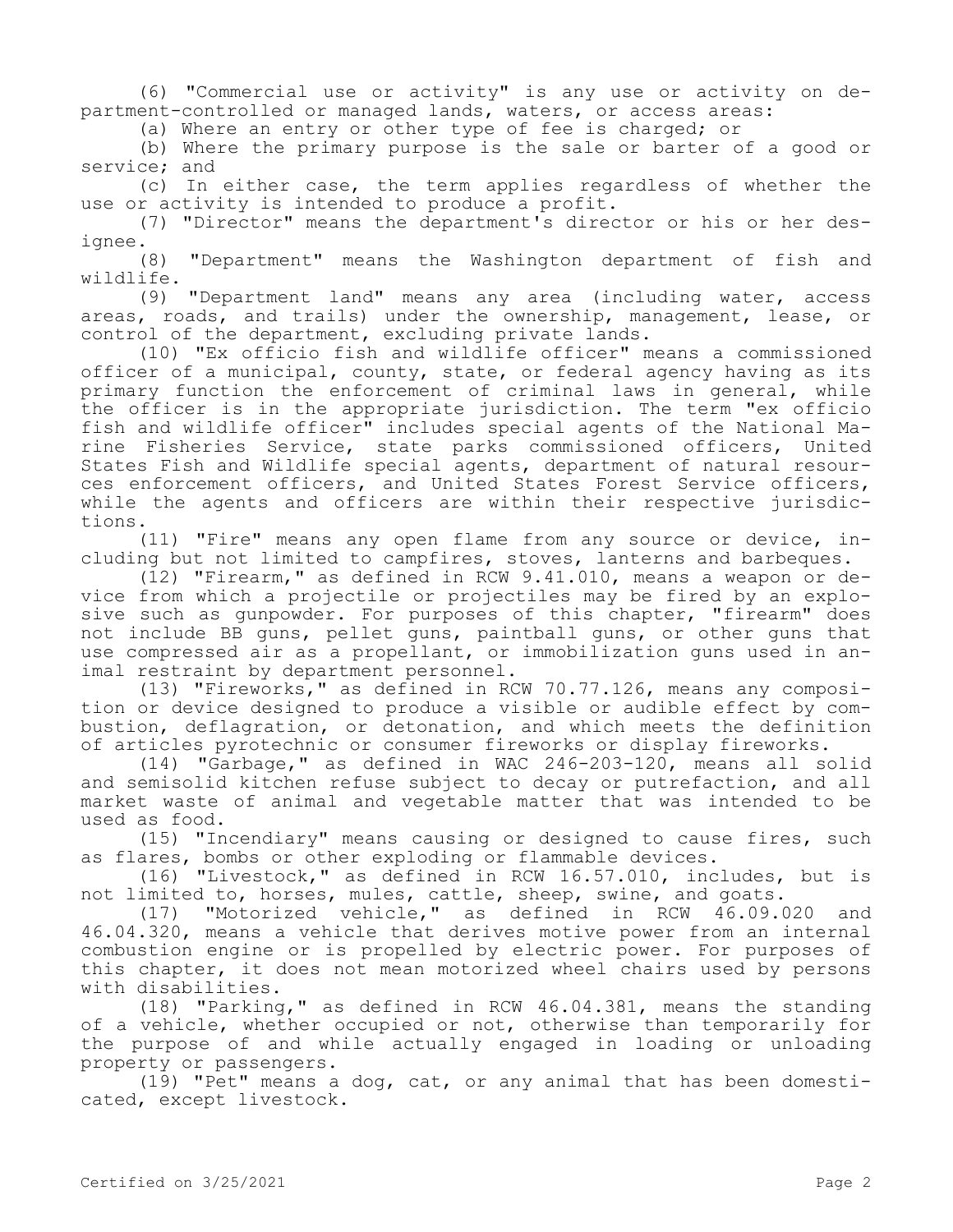(6) "Commercial use or activity" is any use or activity on department-controlled or managed lands, waters, or access areas:

(a) Where an entry or other type of fee is charged; or

(b) Where the primary purpose is the sale or barter of a good or service; and

(c) In either case, the term applies regardless of whether the use or activity is intended to produce a profit.

(7) "Director" means the department's director or his or her designee.

(8) "Department" means the Washington department of fish and wildlife.

(9) "Department land" means any area (including water, access areas, roads, and trails) under the ownership, management, lease, or control of the department, excluding private lands.

(10) "Ex officio fish and wildlife officer" means a commissioned officer of a municipal, county, state, or federal agency having as its primary function the enforcement of criminal laws in general, while the officer is in the appropriate jurisdiction. The term "ex officio fish and wildlife officer" includes special agents of the National Marine Fisheries Service, state parks commissioned officers, United States Fish and Wildlife special agents, department of natural resources enforcement officers, and United States Forest Service officers, while the agents and officers are within their respective jurisdictions.

(11) "Fire" means any open flame from any source or device, including but not limited to campfires, stoves, lanterns and barbeques.

(12) "Firearm," as defined in RCW 9.41.010, means a weapon or device from which a projectile or projectiles may be fired by an explosive such as gunpowder. For purposes of this chapter, "firearm" does not include BB guns, pellet guns, paintball guns, or other guns that use compressed air as a propellant, or immobilization guns used in animal restraint by department personnel.

(13) "Fireworks," as defined in RCW 70.77.126, means any composition or device designed to produce a visible or audible effect by combustion, deflagration, or detonation, and which meets the definition of articles pyrotechnic or consumer fireworks or display fireworks.

(14) "Garbage," as defined in WAC 246-203-120, means all solid and semisolid kitchen refuse subject to decay or putrefaction, and all market waste of animal and vegetable matter that was intended to be used as food.

(15) "Incendiary" means causing or designed to cause fires, such as flares, bombs or other exploding or flammable devices.

(16) "Livestock," as defined in RCW 16.57.010, includes, but is not limited to, horses, mules, cattle, sheep, swine, and goats.

(17) "Motorized vehicle," as defined in RCW 46.09.020 and 46.04.320, means a vehicle that derives motive power from an internal combustion engine or is propelled by electric power. For purposes of this chapter, it does not mean motorized wheel chairs used by persons with disabilities.

(18) "Parking," as defined in RCW 46.04.381, means the standing of a vehicle, whether occupied or not, otherwise than temporarily for the purpose of and while actually engaged in loading or unloading property or passengers.

(19) "Pet" means a dog, cat, or any animal that has been domesticated, except livestock.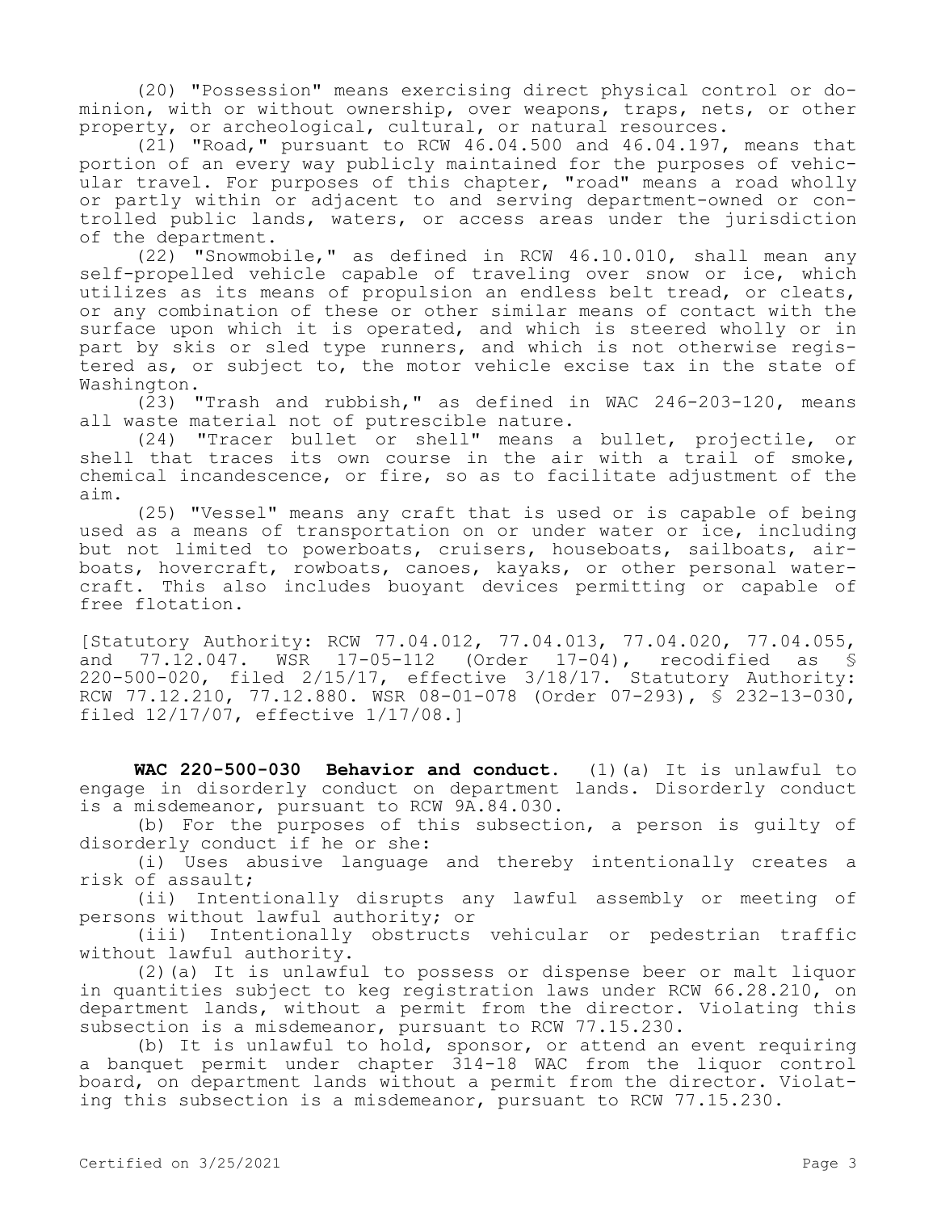(20) "Possession" means exercising direct physical control or dominion, with or without ownership, over weapons, traps, nets, or other property, or archeological, cultural, or natural resources.

(21) "Road," pursuant to RCW 46.04.500 and 46.04.197, means that portion of an every way publicly maintained for the purposes of vehicular travel. For purposes of this chapter, "road" means a road wholly or partly within or adjacent to and serving department-owned or controlled public lands, waters, or access areas under the jurisdiction of the department.

(22) "Snowmobile," as defined in RCW 46.10.010, shall mean any self-propelled vehicle capable of traveling over snow or ice, which utilizes as its means of propulsion an endless belt tread, or cleats, or any combination of these or other similar means of contact with the surface upon which it is operated, and which is steered wholly or in part by skis or sled type runners, and which is not otherwise registered as, or subject to, the motor vehicle excise tax in the state of Washington.

(23) "Trash and rubbish," as defined in WAC 246-203-120, means all waste material not of putrescible nature.

(24) "Tracer bullet or shell" means a bullet, projectile, or shell that traces its own course in the air with a trail of smoke, chemical incandescence, or fire, so as to facilitate adjustment of the aim.

(25) "Vessel" means any craft that is used or is capable of being used as a means of transportation on or under water or ice, including but not limited to powerboats, cruisers, houseboats, sailboats, airboats, hovercraft, rowboats, canoes, kayaks, or other personal watercraft. This also includes buoyant devices permitting or capable of free flotation.

[Statutory Authority: RCW 77.04.012, 77.04.013, 77.04.020, 77.04.055, and 77.12.047. WSR 17-05-112 (Order 17-04), recodified as § 220-500-020, filed 2/15/17, effective 3/18/17. Statutory Authority: RCW 77.12.210, 77.12.880. WSR 08-01-078 (Order 07-293), § 232-13-030, filed 12/17/07, effective 1/17/08.]

**WAC 220-500-030 Behavior and conduct.** (1)(a) It is unlawful to engage in disorderly conduct on department lands. Disorderly conduct is a misdemeanor, pursuant to RCW 9A.84.030.

(b) For the purposes of this subsection, a person is guilty of disorderly conduct if he or she:

(i) Uses abusive language and thereby intentionally creates a risk of assault;

(ii) Intentionally disrupts any lawful assembly or meeting of persons without lawful authority; or

(iii) Intentionally obstructs vehicular or pedestrian traffic without lawful authority.

(2)(a) It is unlawful to possess or dispense beer or malt liquor in quantities subject to keg registration laws under RCW 66.28.210, on department lands, without a permit from the director. Violating this subsection is a misdemeanor, pursuant to RCW 77.15.230.

(b) It is unlawful to hold, sponsor, or attend an event requiring a banquet permit under chapter 314-18 WAC from the liquor control board, on department lands without a permit from the director. Violating this subsection is a misdemeanor, pursuant to RCW 77.15.230.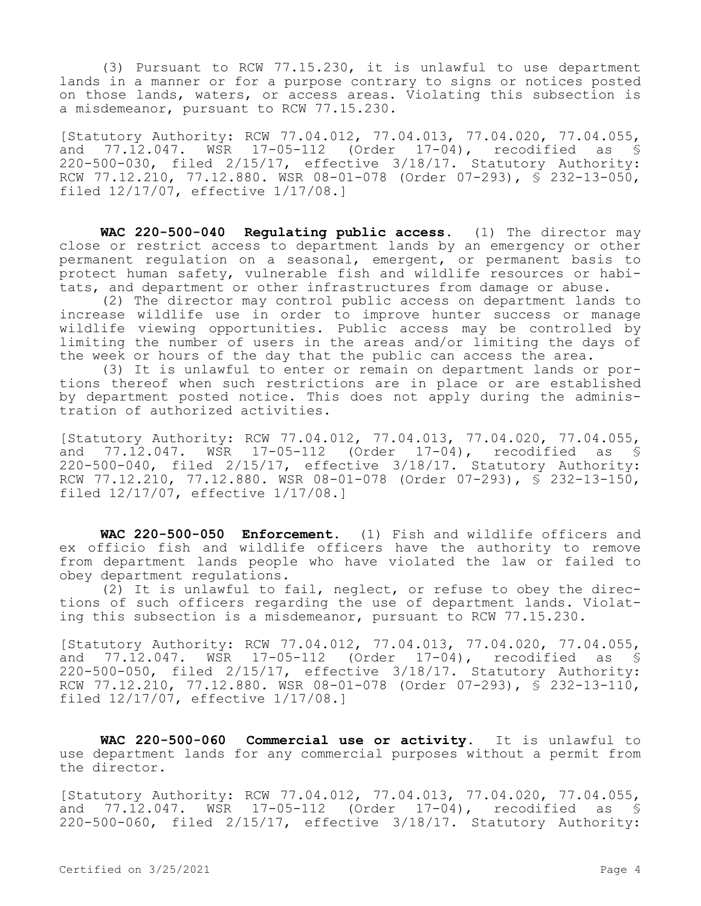(3) Pursuant to RCW 77.15.230, it is unlawful to use department lands in a manner or for a purpose contrary to signs or notices posted on those lands, waters, or access areas. Violating this subsection is a misdemeanor, pursuant to RCW 77.15.230.

[Statutory Authority: RCW 77.04.012, 77.04.013, 77.04.020, 77.04.055, and 77.12.047. WSR 17-05-112 (Order 17-04), recodified as § 220-500-030, filed 2/15/17, effective 3/18/17. Statutory Authority: RCW 77.12.210, 77.12.880. WSR 08-01-078 (Order 07-293), § 232-13-050, filed 12/17/07, effective 1/17/08.]

**WAC 220-500-040 Regulating public access.** (1) The director may close or restrict access to department lands by an emergency or other permanent regulation on a seasonal, emergent, or permanent basis to protect human safety, vulnerable fish and wildlife resources or habitats, and department or other infrastructures from damage or abuse.

(2) The director may control public access on department lands to increase wildlife use in order to improve hunter success or manage wildlife viewing opportunities. Public access may be controlled by limiting the number of users in the areas and/or limiting the days of the week or hours of the day that the public can access the area.

(3) It is unlawful to enter or remain on department lands or portions thereof when such restrictions are in place or are established by department posted notice. This does not apply during the administration of authorized activities.

[Statutory Authority: RCW 77.04.012, 77.04.013, 77.04.020, 77.04.055, and 77.12.047. WSR 17-05-112 (Order 17-04), recodified as § 220-500-040, filed 2/15/17, effective 3/18/17. Statutory Authority: RCW 77.12.210, 77.12.880. WSR 08-01-078 (Order 07-293), § 232-13-150, filed 12/17/07, effective 1/17/08.]

**WAC 220-500-050 Enforcement.** (1) Fish and wildlife officers and ex officio fish and wildlife officers have the authority to remove from department lands people who have violated the law or failed to obey department regulations.

(2) It is unlawful to fail, neglect, or refuse to obey the directions of such officers regarding the use of department lands. Violating this subsection is a misdemeanor, pursuant to RCW 77.15.230.

[Statutory Authority: RCW 77.04.012, 77.04.013, 77.04.020, 77.04.055, and 77.12.047. WSR 17-05-112 (Order 17-04), recodified as § 220-500-050, filed 2/15/17, effective 3/18/17. Statutory Authority: RCW 77.12.210, 77.12.880. WSR 08-01-078 (Order 07-293), § 232-13-110, filed 12/17/07, effective 1/17/08.]

**WAC 220-500-060 Commercial use or activity.** It is unlawful to use department lands for any commercial purposes without a permit from the director.

[Statutory Authority: RCW 77.04.012, 77.04.013, 77.04.020, 77.04.055, and 77.12.047. WSR 17-05-112 (Order 17-04), recodified as § 220-500-060, filed 2/15/17, effective 3/18/17. Statutory Authority: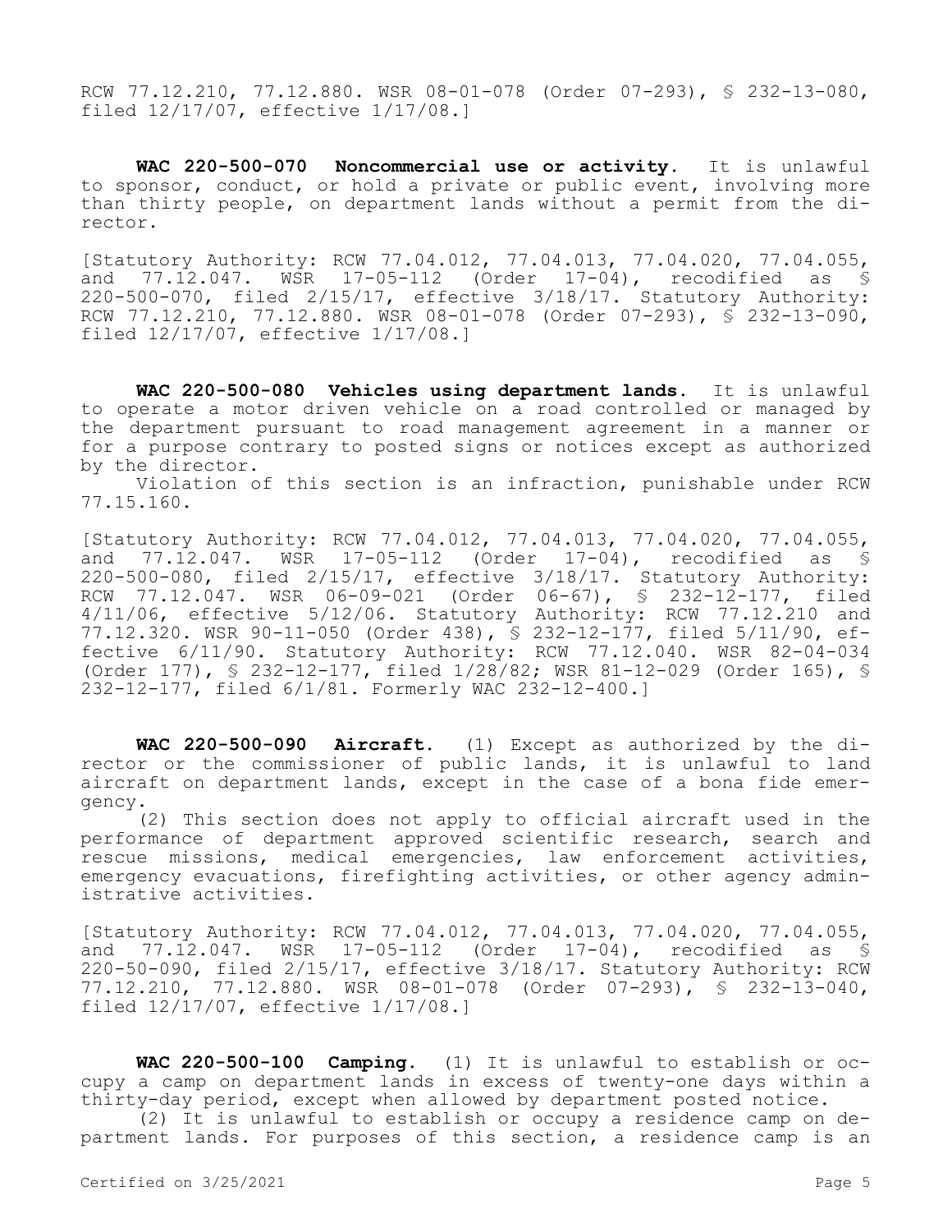RCW 77.12.210, 77.12.880. WSR 08-01-078 (Order 07-293), § 232-13-080, filed 12/17/07, effective 1/17/08.]

**WAC 220-500-070 Noncommercial use or activity.** It is unlawful to sponsor, conduct, or hold a private or public event, involving more than thirty people, on department lands without a permit from the director.

[Statutory Authority: RCW 77.04.012, 77.04.013, 77.04.020, 77.04.055, and 77.12.047. WSR 17-05-112 (Order 17-04), recodified as § 220-500-070, filed 2/15/17, effective 3/18/17. Statutory Authority: RCW 77.12.210, 77.12.880. WSR 08-01-078 (Order 07-293), § 232-13-090, filed 12/17/07, effective 1/17/08.]

**WAC 220-500-080 Vehicles using department lands.** It is unlawful to operate a motor driven vehicle on a road controlled or managed by the department pursuant to road management agreement in a manner or for a purpose contrary to posted signs or notices except as authorized by the director.

Violation of this section is an infraction, punishable under RCW 77.15.160.

[Statutory Authority: RCW 77.04.012, 77.04.013, 77.04.020, 77.04.055, and 77.12.047. WSR 17-05-112 (Order 17-04), recodified as § 220-500-080, filed 2/15/17, effective 3/18/17. Statutory Authority: RCW 77.12.047. WSR 06-09-021 (Order 06-67), § 232-12-177, filed 4/11/06, effective 5/12/06. Statutory Authority: RCW 77.12.210 and 77.12.320. WSR 90-11-050 (Order 438), § 232-12-177, filed 5/11/90, effective 6/11/90. Statutory Authority: RCW 77.12.040. WSR 82-04-034 (Order 177), § 232-12-177, filed 1/28/82; WSR 81-12-029 (Order 165), § 232-12-177, filed 6/1/81. Formerly WAC 232-12-400.]

**WAC 220-500-090 Aircraft.** (1) Except as authorized by the director or the commissioner of public lands, it is unlawful to land aircraft on department lands, except in the case of a bona fide emergency.

(2) This section does not apply to official aircraft used in the performance of department approved scientific research, search and rescue missions, medical emergencies, law enforcement activities, emergency evacuations, firefighting activities, or other agency administrative activities.

[Statutory Authority: RCW 77.04.012, 77.04.013, 77.04.020, 77.04.055, and 77.12.047. WSR 17-05-112 (Order 17-04), recodified as § 220-50-090, filed 2/15/17, effective 3/18/17. Statutory Authority: RCW 77.12.210, 77.12.880. WSR 08-01-078 (Order 07-293), § 232-13-040, filed 12/17/07, effective 1/17/08.]

**WAC 220-500-100 Camping.** (1) It is unlawful to establish or occupy a camp on department lands in excess of twenty-one days within a thirty-day period, except when allowed by department posted notice.

(2) It is unlawful to establish or occupy a residence camp on department lands. For purposes of this section, a residence camp is an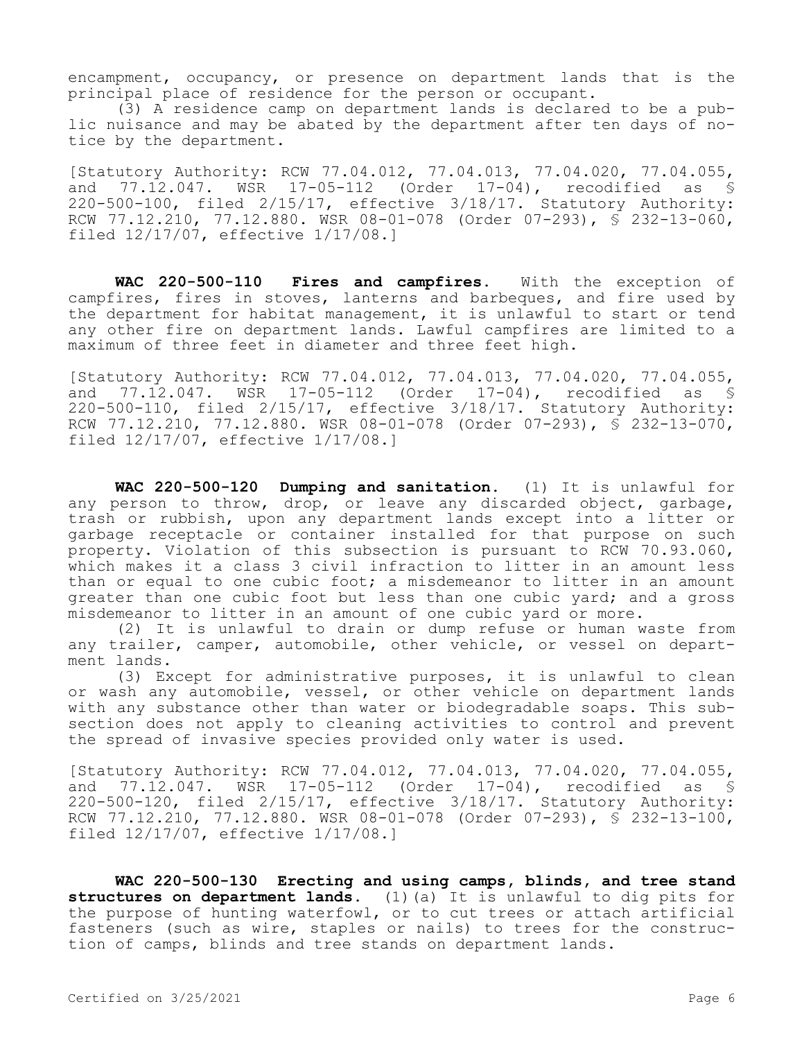encampment, occupancy, or presence on department lands that is the principal place of residence for the person or occupant.

(3) A residence camp on department lands is declared to be a public nuisance and may be abated by the department after ten days of notice by the department.

[Statutory Authority: RCW 77.04.012, 77.04.013, 77.04.020, 77.04.055, and 77.12.047. WSR 17-05-112 (Order 17-04), recodified as § 220-500-100, filed 2/15/17, effective 3/18/17. Statutory Authority: RCW 77.12.210, 77.12.880. WSR 08-01-078 (Order 07-293), § 232-13-060, filed 12/17/07, effective 1/17/08.]

**WAC 220-500-110 Fires and campfires.** With the exception of campfires, fires in stoves, lanterns and barbeques, and fire used by the department for habitat management, it is unlawful to start or tend any other fire on department lands. Lawful campfires are limited to a maximum of three feet in diameter and three feet high.

[Statutory Authority: RCW 77.04.012, 77.04.013, 77.04.020, 77.04.055, and 77.12.047. WSR 17-05-112 (Order 17-04), recodified as § 220-500-110, filed 2/15/17, effective 3/18/17. Statutory Authority: RCW 77.12.210, 77.12.880. WSR 08-01-078 (Order 07-293), § 232-13-070, filed 12/17/07, effective 1/17/08.]

**WAC 220-500-120 Dumping and sanitation.** (1) It is unlawful for any person to throw, drop, or leave any discarded object, garbage, trash or rubbish, upon any department lands except into a litter or garbage receptacle or container installed for that purpose on such property. Violation of this subsection is pursuant to RCW 70.93.060, which makes it a class 3 civil infraction to litter in an amount less than or equal to one cubic foot; a misdemeanor to litter in an amount greater than one cubic foot but less than one cubic yard; and a gross misdemeanor to litter in an amount of one cubic yard or more.

(2) It is unlawful to drain or dump refuse or human waste from any trailer, camper, automobile, other vehicle, or vessel on department lands.

(3) Except for administrative purposes, it is unlawful to clean or wash any automobile, vessel, or other vehicle on department lands with any substance other than water or biodegradable soaps. This subsection does not apply to cleaning activities to control and prevent the spread of invasive species provided only water is used.

[Statutory Authority: RCW 77.04.012, 77.04.013, 77.04.020, 77.04.055, and 77.12.047. WSR 17-05-112 (Order 17-04), recodified as § 220-500-120, filed 2/15/17, effective 3/18/17. Statutory Authority: RCW 77.12.210, 77.12.880. WSR 08-01-078 (Order 07-293), § 232-13-100, filed 12/17/07, effective 1/17/08.]

**WAC 220-500-130 Erecting and using camps, blinds, and tree stand structures on department lands.** (1)(a) It is unlawful to dig pits for the purpose of hunting waterfowl, or to cut trees or attach artificial fasteners (such as wire, staples or nails) to trees for the construction of camps, blinds and tree stands on department lands.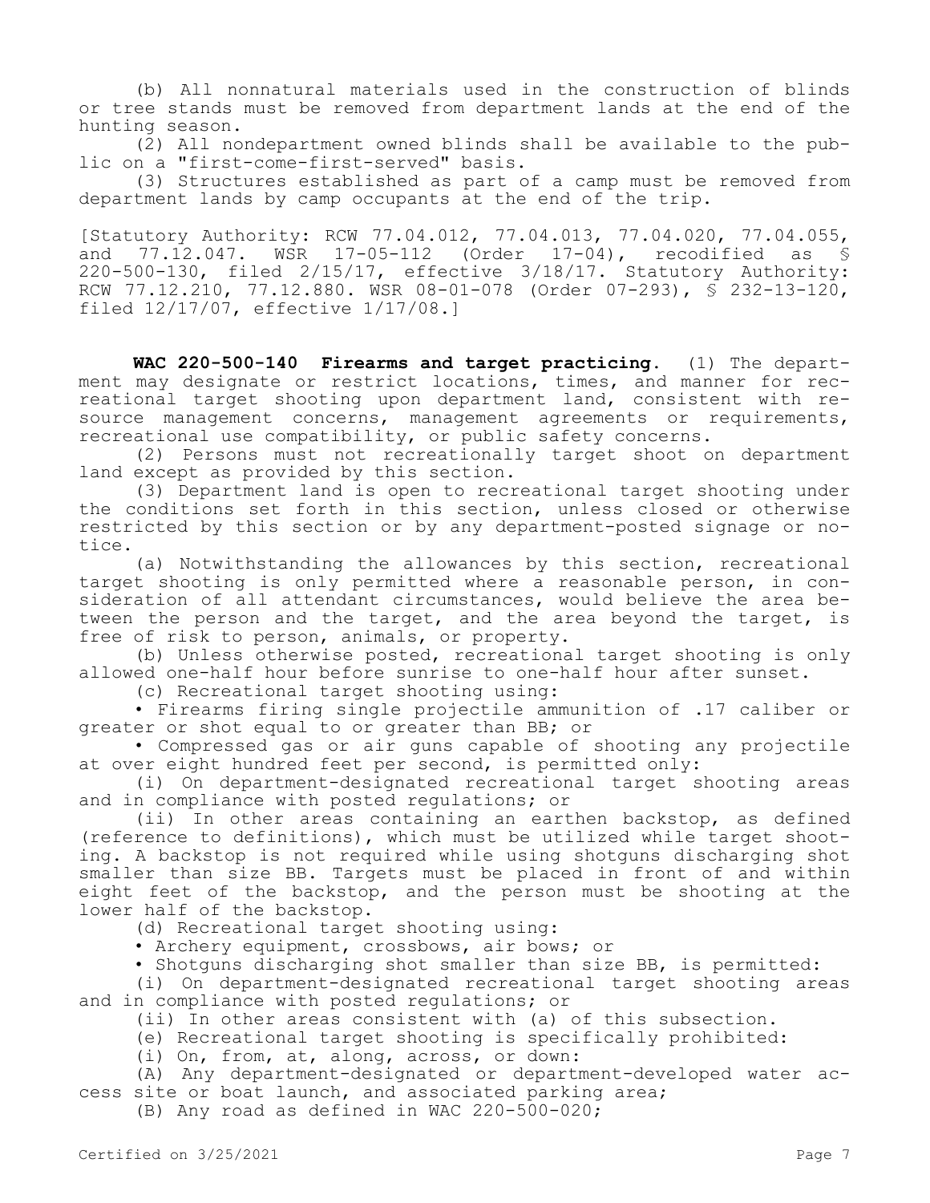(b) All nonnatural materials used in the construction of blinds or tree stands must be removed from department lands at the end of the hunting season.

(2) All nondepartment owned blinds shall be available to the public on a "first-come-first-served" basis.

(3) Structures established as part of a camp must be removed from department lands by camp occupants at the end of the trip.

[Statutory Authority: RCW 77.04.012, 77.04.013, 77.04.020, 77.04.055, and 77.12.047. WSR 17-05-112 (Order 17-04), recodified as § 220-500-130, filed 2/15/17, effective 3/18/17. Statutory Authority: RCW 77.12.210, 77.12.880. WSR 08-01-078 (Order 07-293), § 232-13-120, filed 12/17/07, effective 1/17/08.]

**WAC 220-500-140 Firearms and target practicing.** (1) The department may designate or restrict locations, times, and manner for recreational target shooting upon department land, consistent with resource management concerns, management agreements or requirements, recreational use compatibility, or public safety concerns.

(2) Persons must not recreationally target shoot on department land except as provided by this section.

(3) Department land is open to recreational target shooting under the conditions set forth in this section, unless closed or otherwise restricted by this section or by any department-posted signage or notice.

(a) Notwithstanding the allowances by this section, recreational target shooting is only permitted where a reasonable person, in consideration of all attendant circumstances, would believe the area between the person and the target, and the area beyond the target, is free of risk to person, animals, or property.

(b) Unless otherwise posted, recreational target shooting is only allowed one-half hour before sunrise to one-half hour after sunset.

(c) Recreational target shooting using:

• Firearms firing single projectile ammunition of .17 caliber or greater or shot equal to or greater than BB; or

• Compressed gas or air guns capable of shooting any projectile at over eight hundred feet per second, is permitted only:

(i) On department-designated recreational target shooting areas and in compliance with posted regulations; or

(ii) In other areas containing an earthen backstop, as defined (reference to definitions), which must be utilized while target shooting. A backstop is not required while using shotguns discharging shot smaller than size BB. Targets must be placed in front of and within eight feet of the backstop, and the person must be shooting at the lower half of the backstop.

(d) Recreational target shooting using:

• Archery equipment, crossbows, air bows; or

• Shotguns discharging shot smaller than size BB, is permitted:

(i) On department-designated recreational target shooting areas and in compliance with posted regulations; or

(ii) In other areas consistent with (a) of this subsection.

(e) Recreational target shooting is specifically prohibited:

(i) On, from, at, along, across, or down:

(A) Any department-designated or department-developed water access site or boat launch, and associated parking area;

(B) Any road as defined in WAC 220-500-020;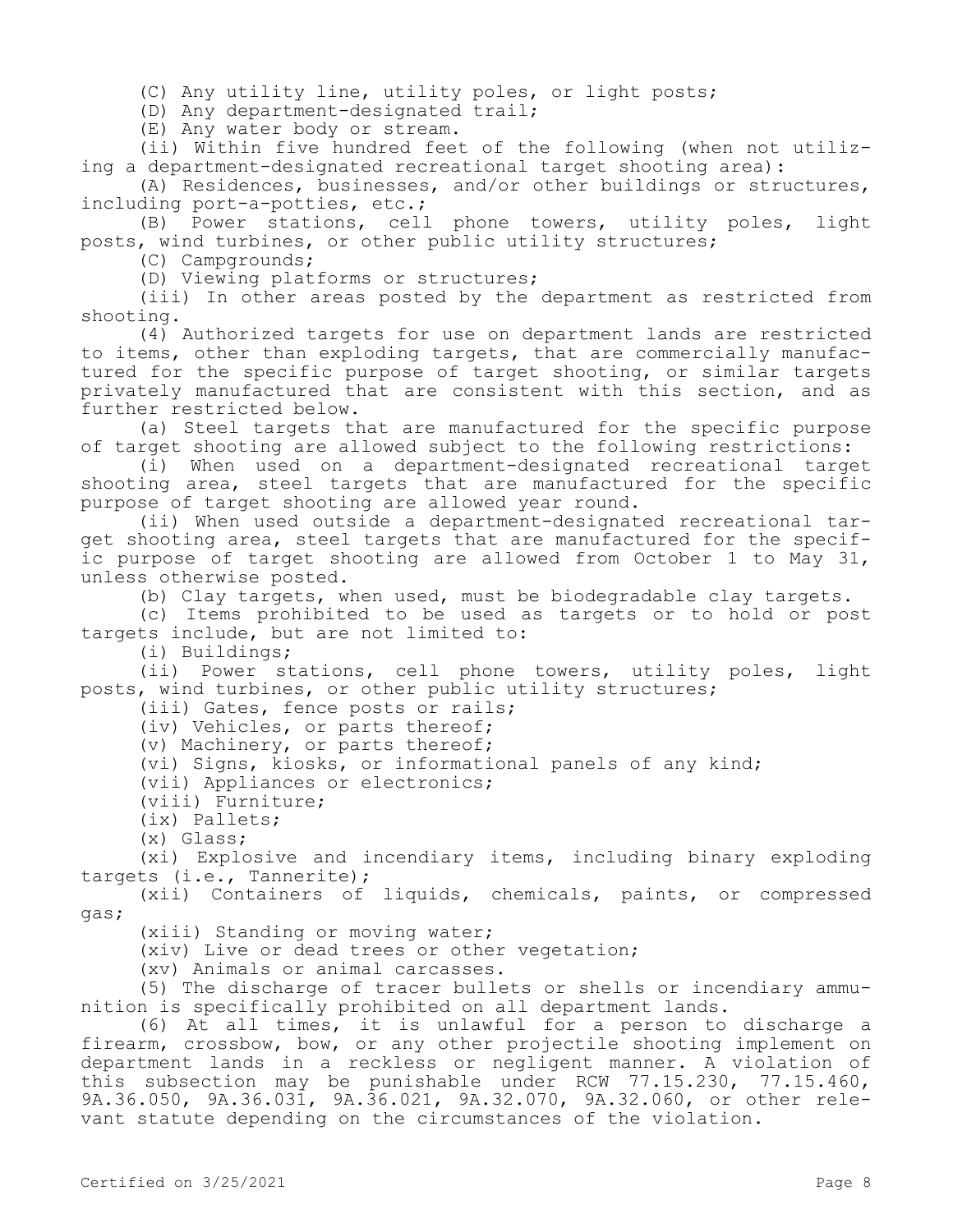(C) Any utility line, utility poles, or light posts;

(D) Any department-designated trail;

(E) Any water body or stream.

(ii) Within five hundred feet of the following (when not utilizing a department-designated recreational target shooting area):

(A) Residences, businesses, and/or other buildings or structures, including port-a-potties, etc.;

(B) Power stations, cell phone towers, utility poles, light posts, wind turbines, or other public utility structures;

(C) Campgrounds;

(D) Viewing platforms or structures;

(iii) In other areas posted by the department as restricted from shooting.

(4) Authorized targets for use on department lands are restricted to items, other than exploding targets, that are commercially manufactured for the specific purpose of target shooting, or similar targets privately manufactured that are consistent with this section, and as further restricted below.

(a) Steel targets that are manufactured for the specific purpose of target shooting are allowed subject to the following restrictions:

(i) When used on a department-designated recreational target shooting area, steel targets that are manufactured for the specific purpose of target shooting are allowed year round.

(ii) When used outside a department-designated recreational target shooting area, steel targets that are manufactured for the specific purpose of target shooting are allowed from October 1 to May 31, unless otherwise posted.

(b) Clay targets, when used, must be biodegradable clay targets.

(c) Items prohibited to be used as targets or to hold or post targets include, but are not limited to:

(i) Buildings;

(ii) Power stations, cell phone towers, utility poles, light posts, wind turbines, or other public utility structures;

(iii) Gates, fence posts or rails;

(iv) Vehicles, or parts thereof;

(v) Machinery, or parts thereof;

(vi) Signs, kiosks, or informational panels of any kind;

(vii) Appliances or electronics;

(viii) Furniture;

(ix) Pallets;

(x) Glass;

(xi) Explosive and incendiary items, including binary exploding targets (i.e., Tannerite);

(xii) Containers of liquids, chemicals, paints, or compressed gas;

(xiii) Standing or moving water;

(xiv) Live or dead trees or other vegetation;

(xv) Animals or animal carcasses.

(5) The discharge of tracer bullets or shells or incendiary ammunition is specifically prohibited on all department lands.

(6) At all times, it is unlawful for a person to discharge a firearm, crossbow, bow, or any other projectile shooting implement on department lands in a reckless or negligent manner. A violation of this subsection may be punishable under RCW 77.15.230, 77.15.460, 9A.36.050, 9A.36.031, 9A.36.021, 9A.32.070, 9A.32.060, or other relevant statute depending on the circumstances of the violation.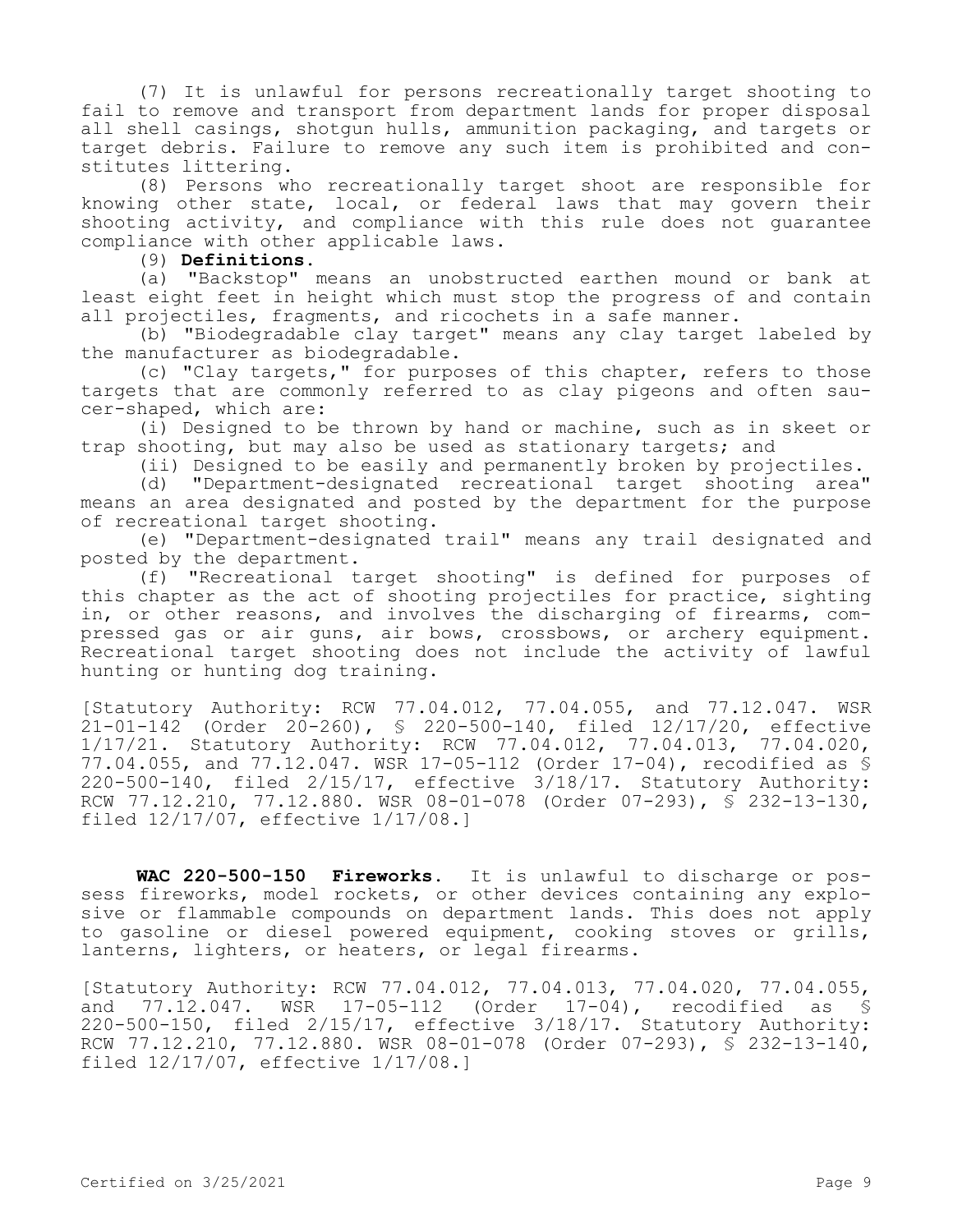(7) It is unlawful for persons recreationally target shooting to fail to remove and transport from department lands for proper disposal all shell casings, shotgun hulls, ammunition packaging, and targets or target debris. Failure to remove any such item is prohibited and constitutes littering.

(8) Persons who recreationally target shoot are responsible for knowing other state, local, or federal laws that may govern their shooting activity, and compliance with this rule does not guarantee compliance with other applicable laws.

(9) **Definitions.**

(a) "Backstop" means an unobstructed earthen mound or bank at least eight feet in height which must stop the progress of and contain all projectiles, fragments, and ricochets in a safe manner.

(b) "Biodegradable clay target" means any clay target labeled by the manufacturer as biodegradable.

(c) "Clay targets," for purposes of this chapter, refers to those targets that are commonly referred to as clay pigeons and often saucer-shaped, which are:

(i) Designed to be thrown by hand or machine, such as in skeet or trap shooting, but may also be used as stationary targets; and

(ii) Designed to be easily and permanently broken by projectiles.

(d) "Department-designated recreational target shooting area" means an area designated and posted by the department for the purpose of recreational target shooting.

(e) "Department-designated trail" means any trail designated and posted by the department.

(f) "Recreational target shooting" is defined for purposes of this chapter as the act of shooting projectiles for practice, sighting in, or other reasons, and involves the discharging of firearms, compressed gas or air guns, air bows, crossbows, or archery equipment. Recreational target shooting does not include the activity of lawful hunting or hunting dog training.

[Statutory Authority: RCW 77.04.012, 77.04.055, and 77.12.047. WSR 21-01-142 (Order 20-260), § 220-500-140, filed 12/17/20, effective 1/17/21. Statutory Authority: RCW 77.04.012, 77.04.013, 77.04.020, 77.04.055, and 77.12.047. WSR 17-05-112 (Order 17-04), recodified as § 220-500-140, filed 2/15/17, effective 3/18/17. Statutory Authority: RCW 77.12.210, 77.12.880. WSR 08-01-078 (Order 07-293), § 232-13-130, filed 12/17/07, effective 1/17/08.]

**WAC 220-500-150 Fireworks.** It is unlawful to discharge or possess fireworks, model rockets, or other devices containing any explosive or flammable compounds on department lands. This does not apply to gasoline or diesel powered equipment, cooking stoves or grills, lanterns, lighters, or heaters, or legal firearms.

[Statutory Authority: RCW 77.04.012, 77.04.013, 77.04.020, 77.04.055, and 77.12.047. WSR 17-05-112 (Order 17-04), recodified as § 220-500-150, filed 2/15/17, effective 3/18/17. Statutory Authority: RCW 77.12.210, 77.12.880. WSR 08-01-078 (Order 07-293), § 232-13-140, filed 12/17/07, effective 1/17/08.]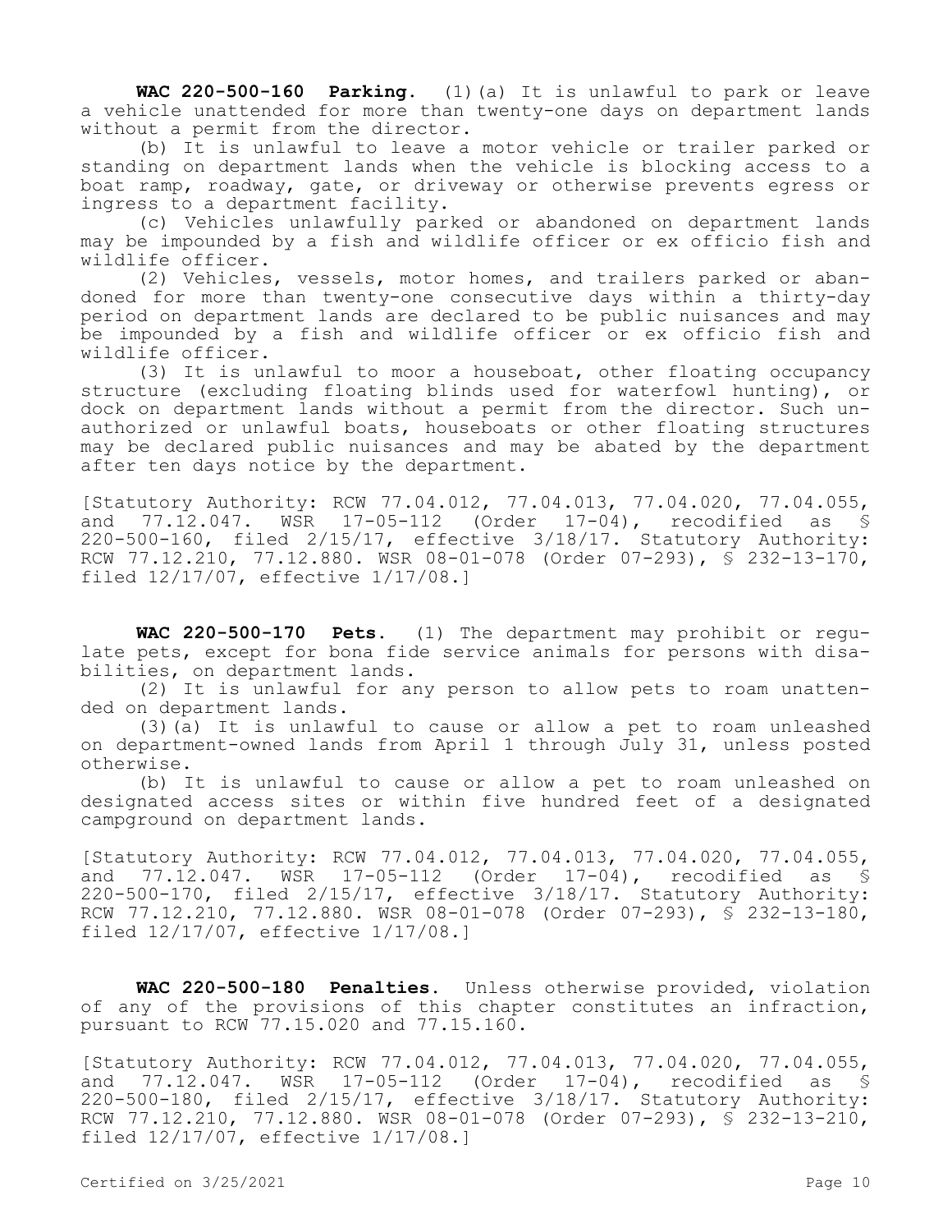**WAC 220-500-160 Parking.** (1)(a) It is unlawful to park or leave a vehicle unattended for more than twenty-one days on department lands without a permit from the director.

(b) It is unlawful to leave a motor vehicle or trailer parked or standing on department lands when the vehicle is blocking access to a boat ramp, roadway, gate, or driveway or otherwise prevents egress or ingress to a department facility.

(c) Vehicles unlawfully parked or abandoned on department lands may be impounded by a fish and wildlife officer or ex officio fish and wildlife officer.

(2) Vehicles, vessels, motor homes, and trailers parked or abandoned for more than twenty-one consecutive days within a thirty-day period on department lands are declared to be public nuisances and may be impounded by a fish and wildlife officer or ex officio fish and wildlife officer.

(3) It is unlawful to moor a houseboat, other floating occupancy structure (excluding floating blinds used for waterfowl hunting), or dock on department lands without a permit from the director. Such unauthorized or unlawful boats, houseboats or other floating structures may be declared public nuisances and may be abated by the department after ten days notice by the department.

[Statutory Authority: RCW 77.04.012, 77.04.013, 77.04.020, 77.04.055, and 77.12.047. WSR 17-05-112 (Order 17-04), recodified as § 220-500-160, filed 2/15/17, effective 3/18/17. Statutory Authority: RCW 77.12.210, 77.12.880. WSR 08-01-078 (Order 07-293), § 232-13-170, filed 12/17/07, effective 1/17/08.]

**WAC 220-500-170 Pets.** (1) The department may prohibit or regulate pets, except for bona fide service animals for persons with disabilities, on department lands.

(2) It is unlawful for any person to allow pets to roam unattended on department lands.

(3)(a) It is unlawful to cause or allow a pet to roam unleashed on department-owned lands from April 1 through July 31, unless posted otherwise.

(b) It is unlawful to cause or allow a pet to roam unleashed on designated access sites or within five hundred feet of a designated campground on department lands.

[Statutory Authority: RCW 77.04.012, 77.04.013, 77.04.020, 77.04.055, and 77.12.047. WSR 17-05-112 (Order 17-04), recodified as § 220-500-170, filed 2/15/17, effective 3/18/17. Statutory Authority: RCW 77.12.210, 77.12.880. WSR 08-01-078 (Order 07-293), § 232-13-180, filed 12/17/07, effective 1/17/08.]

**WAC 220-500-180 Penalties.** Unless otherwise provided, violation of any of the provisions of this chapter constitutes an infraction, pursuant to RCW 77.15.020 and 77.15.160.

[Statutory Authority: RCW 77.04.012, 77.04.013, 77.04.020, 77.04.055, and 77.12.047. WSR 17-05-112 (Order 17-04), recodified as § 220-500-180, filed 2/15/17, effective 3/18/17. Statutory Authority: RCW 77.12.210, 77.12.880. WSR 08-01-078 (Order 07-293), § 232-13-210, filed 12/17/07, effective 1/17/08.]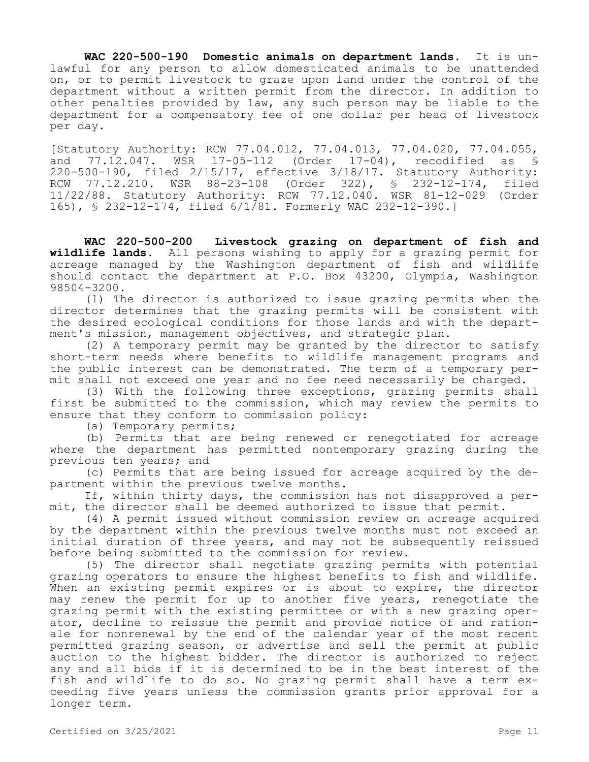**WAC 220-500-190 Domestic animals on department lands.** It is unlawful for any person to allow domesticated animals to be unattended on, or to permit livestock to graze upon land under the control of the department without a written permit from the director. In addition to other penalties provided by law, any such person may be liable to the department for a compensatory fee of one dollar per head of livestock per day.

[Statutory Authority: RCW 77.04.012, 77.04.013, 77.04.020, 77.04.055, and 77.12.047. WSR 17-05-112 (Order 17-04), recodified as § 220-500-190, filed 2/15/17, effective 3/18/17. Statutory Authority: RCW 77.12.210. WSR 88-23-108 (Order 322), § 232-12-174, filed 11/22/88. Statutory Authority: RCW 77.12.040. WSR 81-12-029 (Order 165), § 232-12-174, filed 6/1/81. Formerly WAC 232-12-390.]

**WAC 220-500-200 Livestock grazing on department of fish and wildlife lands.** All persons wishing to apply for a grazing permit for acreage managed by the Washington department of fish and wildlife should contact the department at P.O. Box 43200, Olympia, Washington 98504-3200.

(1) The director is authorized to issue grazing permits when the director determines that the grazing permits will be consistent with the desired ecological conditions for those lands and with the department's mission, management objectives, and strategic plan.

(2) A temporary permit may be granted by the director to satisfy short-term needs where benefits to wildlife management programs and the public interest can be demonstrated. The term of a temporary permit shall not exceed one year and no fee need necessarily be charged.

(3) With the following three exceptions, grazing permits shall first be submitted to the commission, which may review the permits to ensure that they conform to commission policy:

(a) Temporary permits;

(b) Permits that are being renewed or renegotiated for acreage where the department has permitted nontemporary grazing during the previous ten years; and

(c) Permits that are being issued for acreage acquired by the department within the previous twelve months.

If, within thirty days, the commission has not disapproved a permit, the director shall be deemed authorized to issue that permit.

(4) A permit issued without commission review on acreage acquired by the department within the previous twelve months must not exceed an initial duration of three years, and may not be subsequently reissued before being submitted to the commission for review.

(5) The director shall negotiate grazing permits with potential grazing operators to ensure the highest benefits to fish and wildlife. When an existing permit expires or is about to expire, the director may renew the permit for up to another five years, renegotiate the grazing permit with the existing permittee or with a new grazing operator, decline to reissue the permit and provide notice of and rationale for nonrenewal by the end of the calendar year of the most recent permitted grazing season, or advertise and sell the permit at public auction to the highest bidder. The director is authorized to reject any and all bids if it is determined to be in the best interest of the fish and wildlife to do so. No grazing permit shall have a term exceeding five years unless the commission grants prior approval for a longer term.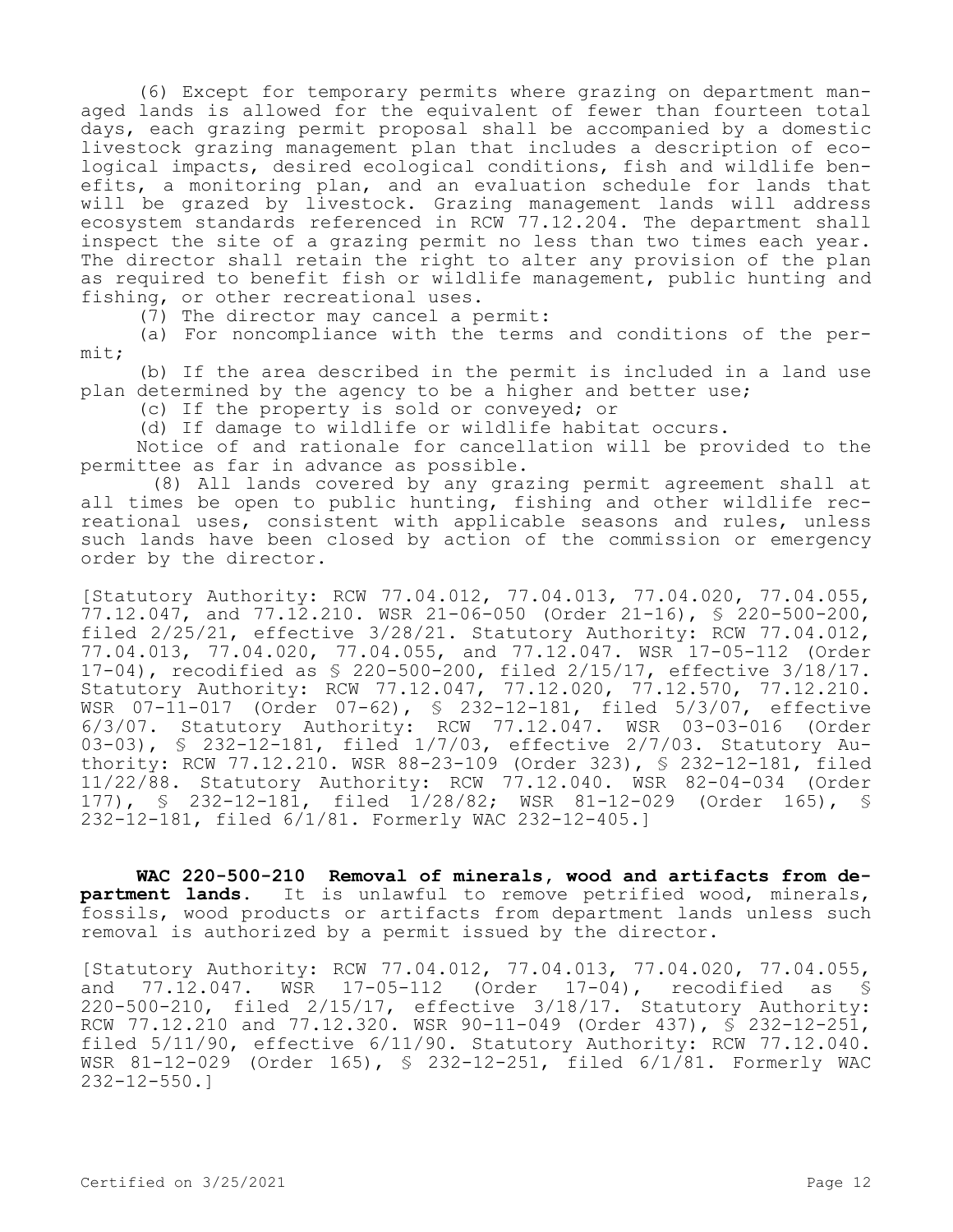(6) Except for temporary permits where grazing on department managed lands is allowed for the equivalent of fewer than fourteen total days, each grazing permit proposal shall be accompanied by a domestic livestock grazing management plan that includes a description of ecological impacts, desired ecological conditions, fish and wildlife benefits, a monitoring plan, and an evaluation schedule for lands that will be grazed by livestock. Grazing management lands will address ecosystem standards referenced in RCW 77.12.204. The department shall inspect the site of a grazing permit no less than two times each year. The director shall retain the right to alter any provision of the plan as required to benefit fish or wildlife management, public hunting and fishing, or other recreational uses.

(7) The director may cancel a permit:

(a) For noncompliance with the terms and conditions of the permit;

(b) If the area described in the permit is included in a land use plan determined by the agency to be a higher and better use;

(c) If the property is sold or conveyed; or

(d) If damage to wildlife or wildlife habitat occurs.

Notice of and rationale for cancellation will be provided to the permittee as far in advance as possible.

(8) All lands covered by any grazing permit agreement shall at all times be open to public hunting, fishing and other wildlife recreational uses, consistent with applicable seasons and rules, unless such lands have been closed by action of the commission or emergency order by the director.

[Statutory Authority: RCW 77.04.012, 77.04.013, 77.04.020, 77.04.055, 77.12.047, and 77.12.210. WSR 21-06-050 (Order 21-16), § 220-500-200, filed 2/25/21, effective 3/28/21. Statutory Authority: RCW 77.04.012, 77.04.013, 77.04.020, 77.04.055, and 77.12.047. WSR 17-05-112 (Order 17-04), recodified as § 220-500-200, filed 2/15/17, effective 3/18/17. Statutory Authority: RCW 77.12.047, 77.12.020, 77.12.570, 77.12.210. WSR 07-11-017 (Order 07-62), § 232-12-181, filed 5/3/07, effective 6/3/07. Statutory Authority: RCW 77.12.047. WSR 03-03-016 (Order 03-03), § 232-12-181, filed 1/7/03, effective 2/7/03. Statutory Authority: RCW 77.12.210. WSR 88-23-109 (Order 323), § 232-12-181, filed 11/22/88. Statutory Authority: RCW 77.12.040. WSR 82-04-034 (Order 177), § 232-12-181, filed 1/28/82; WSR 81-12-029 (Order 165), § 232-12-181, filed 6/1/81. Formerly WAC 232-12-405.]

**WAC 220-500-210 Removal of minerals, wood and artifacts from department lands.** It is unlawful to remove petrified wood, minerals, fossils, wood products or artifacts from department lands unless such removal is authorized by a permit issued by the director.

[Statutory Authority: RCW 77.04.012, 77.04.013, 77.04.020, 77.04.055, and 77.12.047. WSR 17-05-112 (Order 17-04), recodified as § 220-500-210, filed 2/15/17, effective 3/18/17. Statutory Authority: RCW 77.12.210 and 77.12.320. WSR 90-11-049 (Order 437), § 232-12-251, filed 5/11/90, effective 6/11/90. Statutory Authority: RCW 77.12.040. WSR 81-12-029 (Order 165), § 232-12-251, filed 6/1/81. Formerly WAC 232-12-550.]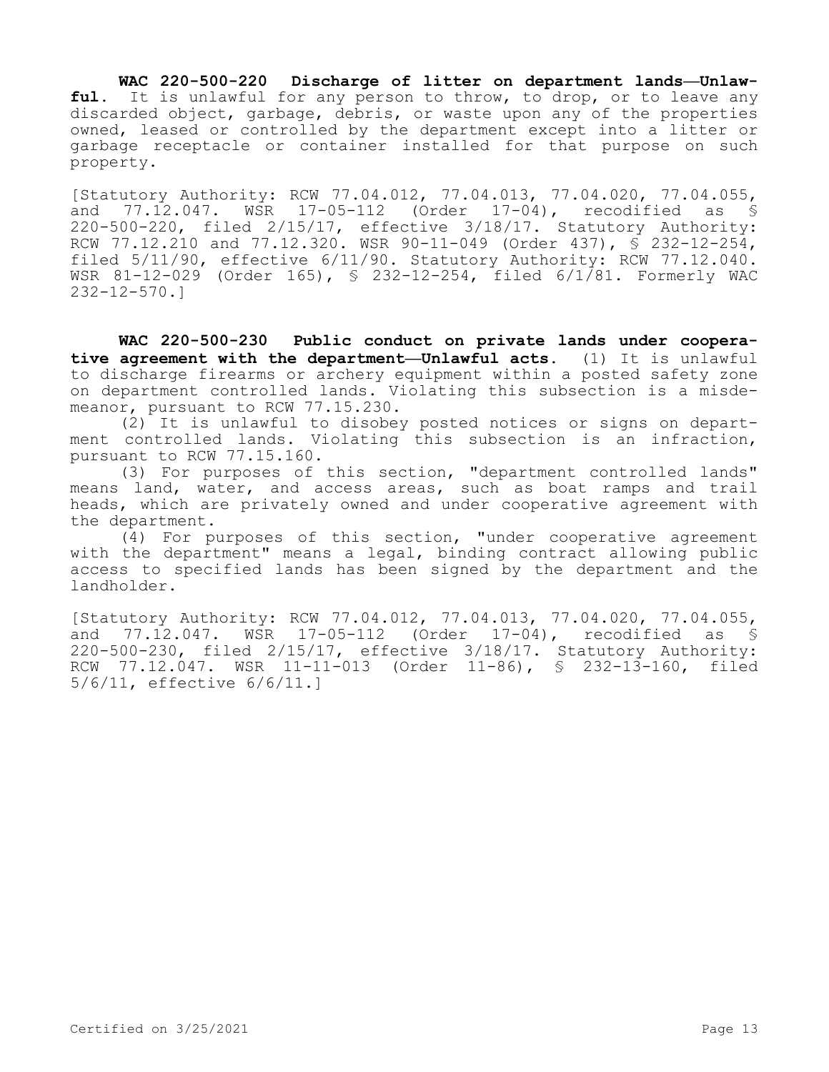**WAC 220-500-220 Discharge of litter on department lands—Unlawful.** It is unlawful for any person to throw, to drop, or to leave any discarded object, garbage, debris, or waste upon any of the properties owned, leased or controlled by the department except into a litter or garbage receptacle or container installed for that purpose on such property.

[Statutory Authority: RCW 77.04.012, 77.04.013, 77.04.020, 77.04.055, and 77.12.047. WSR 17-05-112 (Order 17-04), recodified as § 220-500-220, filed 2/15/17, effective 3/18/17. Statutory Authority: RCW 77.12.210 and 77.12.320. WSR 90-11-049 (Order 437), § 232-12-254, filed 5/11/90, effective 6/11/90. Statutory Authority: RCW 77.12.040. WSR 81-12-029 (Order 165), § 232-12-254, filed 6/1/81. Formerly WAC 232-12-570.]

**WAC 220-500-230 Public conduct on private lands under cooperative agreement with the department—Unlawful acts.** (1) It is unlawful to discharge firearms or archery equipment within a posted safety zone on department controlled lands. Violating this subsection is a misdemeanor, pursuant to RCW 77.15.230.

(2) It is unlawful to disobey posted notices or signs on department controlled lands. Violating this subsection is an infraction, pursuant to RCW 77.15.160.

(3) For purposes of this section, "department controlled lands" means land, water, and access areas, such as boat ramps and trail heads, which are privately owned and under cooperative agreement with the department.

(4) For purposes of this section, "under cooperative agreement with the department" means a legal, binding contract allowing public access to specified lands has been signed by the department and the landholder.

[Statutory Authority: RCW 77.04.012, 77.04.013, 77.04.020, 77.04.055, and 77.12.047. WSR 17-05-112 (Order 17-04), recodified as § 220-500-230, filed 2/15/17, effective 3/18/17. Statutory Authority: RCW 77.12.047. WSR 11-11-013 (Order 11-86), § 232-13-160, filed 5/6/11, effective 6/6/11.]